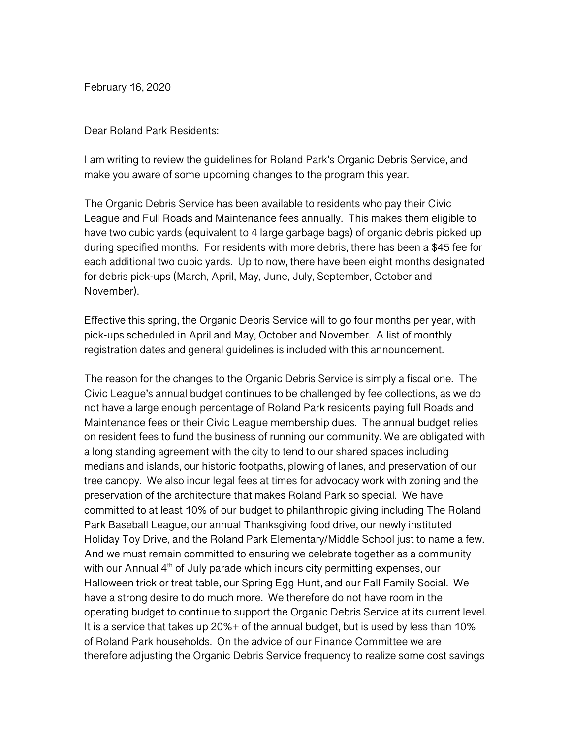February 16, 2020

Dear Roland Park Residents:

I am writing to review the guidelines for Roland Park's Organic Debris Service, and make you aware of some upcoming changes to the program this year.

The Organic Debris Service has been available to residents who pay their Civic League and Full Roads and Maintenance fees annually. This makes them eligible to have two cubic yards (equivalent to 4 large garbage bags) of organic debris picked up during specified months. For residents with more debris, there has been a $45 fee for each additional two cubic yards. Up to now, there have been eight months designated for debris pick-ups (March, April, May, June, July, September, October and November).

Effective this spring, the Organic Debris Service will to go four months per year, with pick-ups scheduled in April and May, October and November. A list of monthly registration dates and general guidelines is included with this announcement.

The reason for the changes to the Organic Debris Service is simply a fiscal one. The Civic League's annual budget continues to be challenged by fee collections, as we do not have a large enough percentage of Roland Park residents paying full Roads and Maintenance fees or their Civic League membership dues. The annual budget relies on resident fees to fund the business of running our community. We are obligated with a long standing agreement with the city to tend to our shared spaces including medians and islands, our historic footpaths, plowing of lanes, and preservation of our tree canopy. We also incur legal fees at times for advocacy work with zoning and the preservation of the architecture that makes Roland Park so special. We have committed to at least 10% of our budget to philanthropic giving including The Roland Park Baseball League, our annual Thanksgiving food drive, our newly instituted Holiday Toy Drive, and the Roland Park Elementary/Middle School just to name a few. And we must remain committed to ensuring we celebrate together as a community with our Annual 4th of July parade which incurs city permitting expenses, our Halloween trick or treat table, our Spring Egg Hunt, and our Fall Family Social. We have a strong desire to do much more. We therefore do not have room in the operating budget to continue to support the Organic Debris Service at its current level. It is a service that takes up 20%+ of the annual budget, but is used by less than 10% of Roland Park households. On the advice of our Finance Committee we are therefore adjusting the Organic Debris Service frequency to realize some cost savings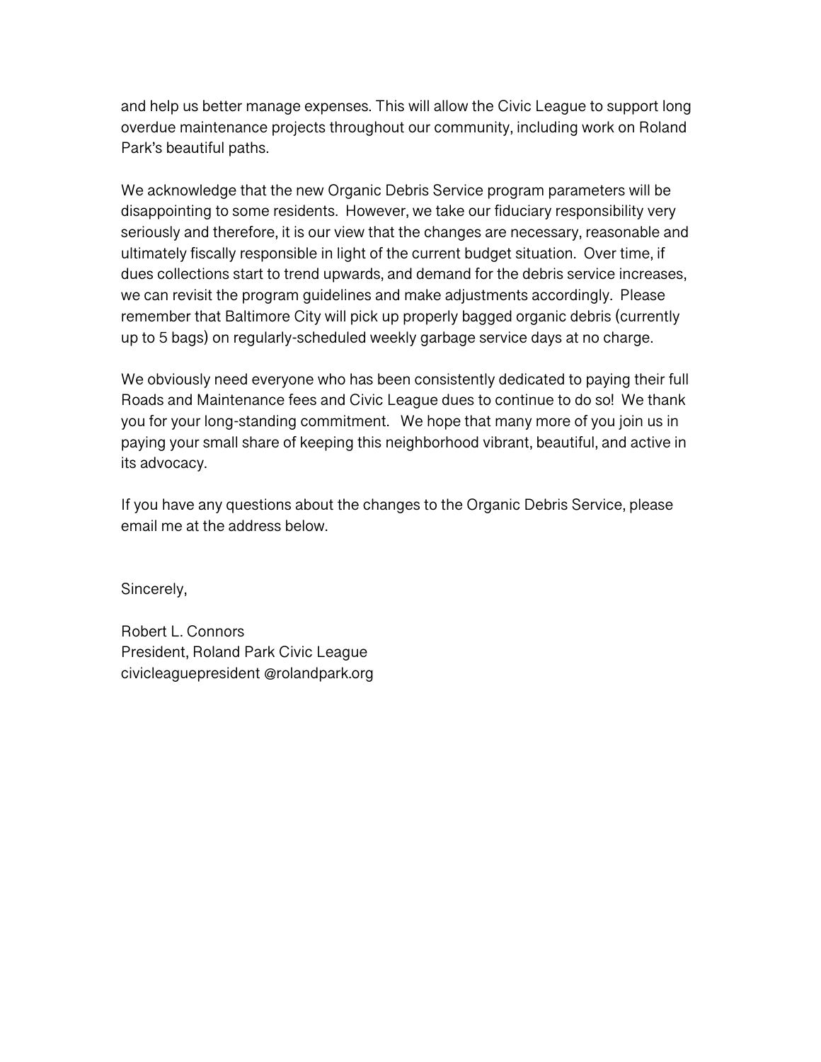and help us better manage expenses. This will allow the Civic League to support long overdue maintenance projects throughout our community, including work on Roland Park's beautiful paths.

We acknowledge that the new Organic Debris Service program parameters will be disappointing to some residents. However, we take our fiduciary responsibility very seriously and therefore, it is our view that the changes are necessary, reasonable and ultimately fiscally responsible in light of the current budget situation. Over time, if dues collections start to trend upwards, and demand for the debris service increases, we can revisit the program guidelines and make adjustments accordingly. Please remember that Baltimore City will pick up properly bagged organic debris (currently up to 5 bags) on regularly-scheduled weekly garbage service days at no charge.

We obviously need everyone who has been consistently dedicated to paying their full Roads and Maintenance fees and Civic League dues to continue to do so! We thank you for your long-standing commitment. We hope that many more of you join us in paying your small share of keeping this neighborhood vibrant, beautiful, and active in its advocacy.

If you have any questions about the changes to the Organic Debris Service, please email me at the address below.

Sincerely,

Robert L. Connors
President, Roland Park Civic League
civicleaguepresident @rolandpark.org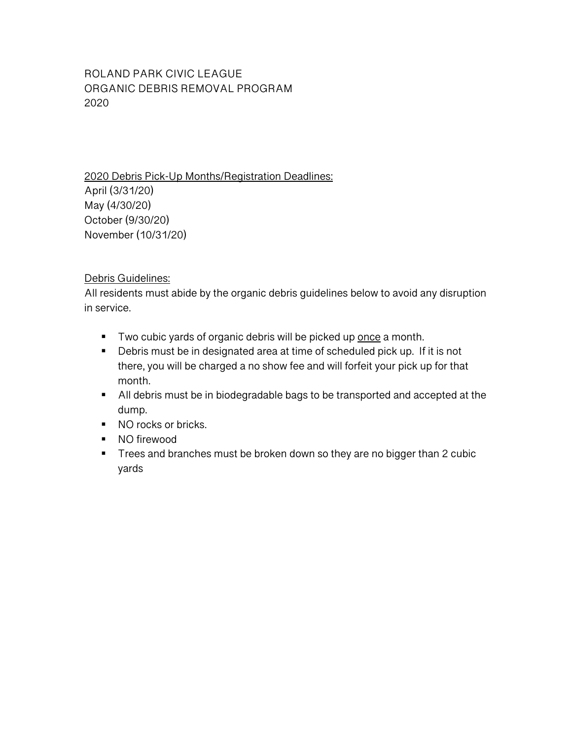ROLAND PARK CIVIC LEAGUE
ORGANIC DEBRIS REMOVAL PROGRAM
2020

<u>2020 Debris Pick-Up Months/Registration Deadlines:</u>
April (3/31/20)
May (4/30/20)
October (9/30/20)
November (10/31/20)

<u>Debris Guidelines:</u>
All residents must abide by the organic debris guidelines below to avoid any disruption in service.

- Two cubic yards of organic debris will be picked up <u>once</u> a month.
- Debris must be in designated area at time of scheduled pick up. If it is not there, you will be charged a no show fee and will forfeit your pick up for that month.
- All debris must be in biodegradable bags to be transported and accepted at the dump.
- NO rocks or bricks.
- NO firewood
- Trees and branches must be broken down so they are no bigger than 2 cubic yards